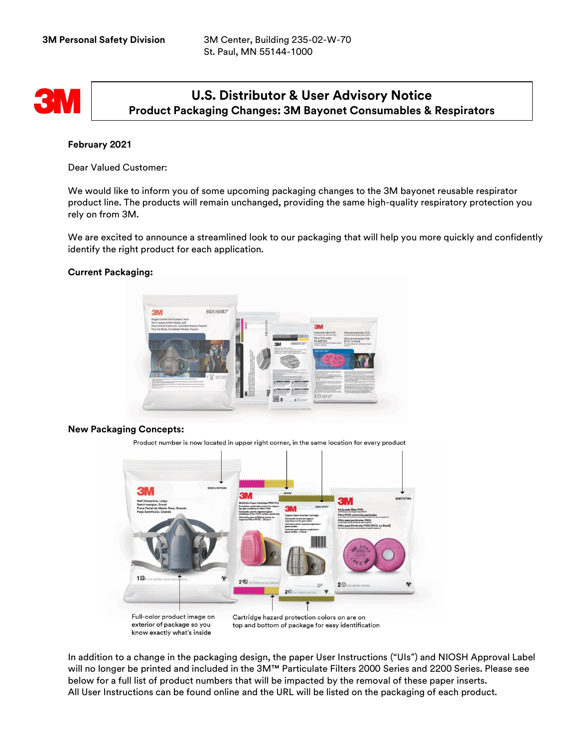3M Personal Safety Division

3M Center, Building 235-02-W-70
St. Paul, MN 55144-1000

# U.S. Distributor & User Advisory Notice

## Product Packaging Changes: 3M Bayonet Consumables & Respirators

**February 2021**

Dear Valued Customer:

We would like to inform you of some upcoming packaging changes to the 3M bayonet reusable respirator product line. The products will remain unchanged, providing the same high-quality respiratory protection you rely on from 3M.

We are excited to announce a streamlined look to our packaging that will help you more quickly and confidently identify the right product for each application.

**Current Packaging:**

**New Packaging Concepts:**

Product number is now located in upper right corner, in the same location for every product

Full-color product image on exterior of package so you know exactly what's inside

Cartridge hazard protection colors on are on top and bottom of package for easy identification

In addition to a change in the packaging design, the paper User Instructions ("UIs") and NIOSH Approval Label will no longer be printed and included in the 3M™ Particulate Filters 2000 Series and 2200 Series. Please see below for a full list of product numbers that will be impacted by the removal of these paper inserts.
All User Instructions can be found online and the URL will be listed on the packaging of each product.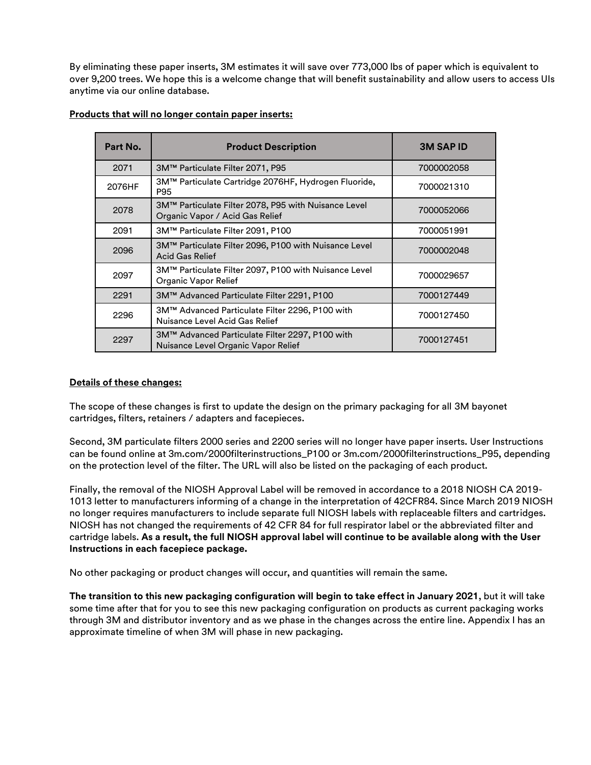By eliminating these paper inserts, 3M estimates it will save over 773,000 lbs of paper which is equivalent to over 9,200 trees. We hope this is a welcome change that will benefit sustainability and allow users to access UIs anytime via our online database.

**Products that will no longer contain paper inserts:**

| Part No. | Product Description | 3M SAP ID |
|---|---|---|
| 2071 | 3M™ Particulate Filter 2071, P95 | 7000002058 |
| 2076HF | 3M™ Particulate Cartridge 2076HF, Hydrogen Fluoride, P95 | 7000021310 |
| 2078 | 3M™ Particulate Filter 2078, P95 with Nuisance Level Organic Vapor / Acid Gas Relief | 7000052066 |
| 2091 | 3M™ Particulate Filter 2091, P100 | 7000051991 |
| 2096 | 3M™ Particulate Filter 2096, P100 with Nuisance Level Acid Gas Relief | 7000002048 |
| 2097 | 3M™ Particulate Filter 2097, P100 with Nuisance Level Organic Vapor Relief | 7000029657 |
| 2291 | 3M™ Advanced Particulate Filter 2291, P100 | 7000127449 |
| 2296 | 3M™ Advanced Particulate Filter 2296, P100 with Nuisance Level Acid Gas Relief | 7000127450 |
| 2297 | 3M™ Advanced Particulate Filter 2297, P100 with Nuisance Level Organic Vapor Relief | 7000127451 |

**Details of these changes:**

The scope of these changes is first to update the design on the primary packaging for all 3M bayonet cartridges, filters, retainers / adapters and facepieces.

Second, 3M particulate filters 2000 series and 2200 series will no longer have paper inserts. User Instructions can be found online at 3m.com/2000filterinstructions_P100 or 3m.com/2000filterinstructions_P95, depending on the protection level of the filter. The URL will also be listed on the packaging of each product.

Finally, the removal of the NIOSH Approval Label will be removed in accordance to a 2018 NIOSH CA 2019-1013 letter to manufacturers informing of a change in the interpretation of 42CFR84. Since March 2019 NIOSH no longer requires manufacturers to include separate full NIOSH labels with replaceable filters and cartridges. NIOSH has not changed the requirements of 42 CFR 84 for full respirator label or the abbreviated filter and cartridge labels. **As a result, the full NIOSH approval label will continue to be available along with the User Instructions in each facepiece package.**

No other packaging or product changes will occur, and quantities will remain the same.

**The transition to this new packaging configuration will begin to take effect in January 2021**, but it will take some time after that for you to see this new packaging configuration on products as current packaging works through 3M and distributor inventory and as we phase in the changes across the entire line. Appendix I has an approximate timeline of when 3M will phase in new packaging.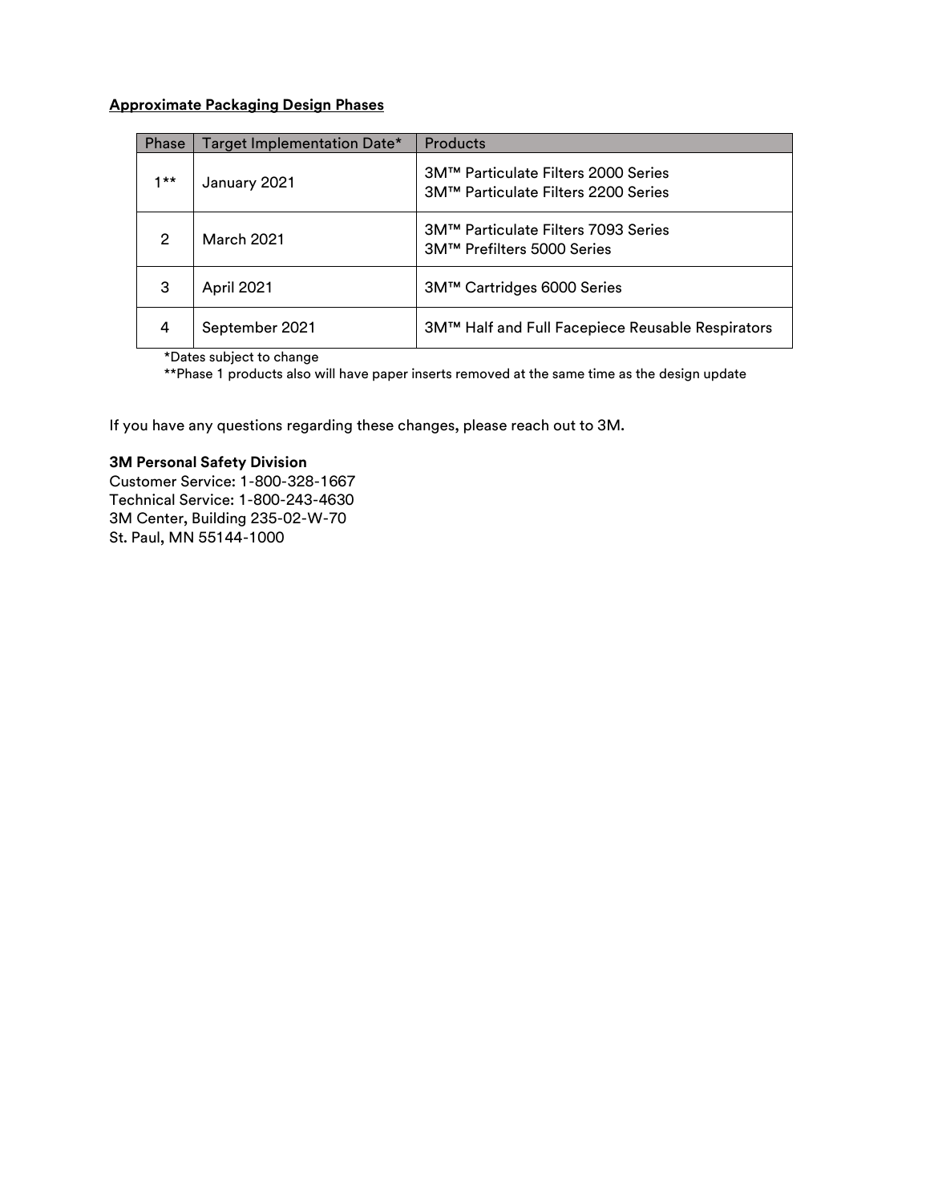**Approximate Packaging Design Phases**

| Phase | Target Implementation Date* | Products |
|---|---|---|
| 1** | January 2021 | 3M™ Particulate Filters 2000 Series<br>3M™ Particulate Filters 2200 Series |
| 2 | March 2021 | 3M™ Particulate Filters 7093 Series<br>3M™ Prefilters 5000 Series |
| 3 | April 2021 | 3M™ Cartridges 6000 Series |
| 4 | September 2021 | 3M™ Half and Full Facepiece Reusable Respirators |

*Dates subject to change

**Phase 1 products also will have paper inserts removed at the same time as the design update

If you have any questions regarding these changes, please reach out to 3M.

**3M Personal Safety Division**
Customer Service: 1-800-328-1667
Technical Service: 1-800-243-4630
3M Center, Building 235-02-W-70
St. Paul, MN 55144-1000